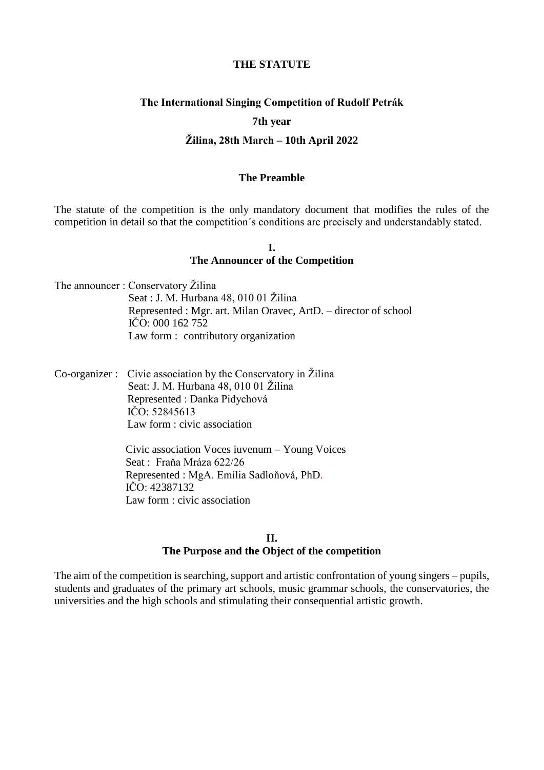# THE STATUTE

## The International Singing Competition of Rudolf Petrák

**7th year**

**Žilina, 28th March – 10th April 2022**

### The Preamble

The statute of the competition is the only mandatory document that modifies the rules of the competition in detail so that the competition´s conditions are precisely and understandably stated.

### I.
### The Announcer of the Competition

The announcer : Conservatory Žilina
Seat : J. M. Hurbana 48, 010 01 Žilina
Represented : Mgr. art. Milan Oravec, ArtD. – director of school
IČO: 000 162 752
Law form : contributory organization

Co-organizer : Civic association by the Conservatory in Žilina
Seat: J. M. Hurbana 48, 010 01 Žilina
Represented : Danka Pidychová
IČO: 52845613
Law form : civic association

Civic association Voces iuvenum – Young Voices
Seat : Fraňa Mráza 622/26
Represented : MgA. Emília Sadloňová, PhD.
IČO: 42387132
Law form : civic association

### II.
### The Purpose and the Object of the competition

The aim of the competition is searching, support and artistic confrontation of young singers – pupils, students and graduates of the primary art schools, music grammar schools, the conservatories, the universities and the high schools and stimulating their consequential artistic growth.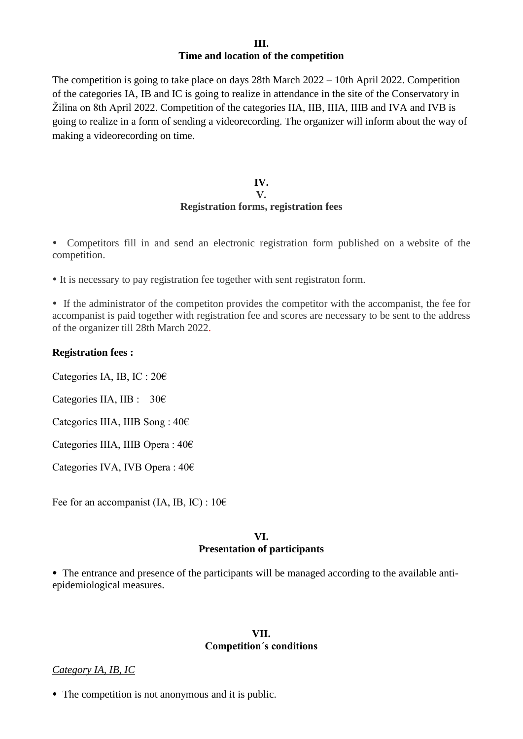**III.**
**Time and location of the competition**

The competition is going to take place on days 28th March 2022 – 10th April 2022. Competition of the categories IA, IB and IC is going to realize in attendance in the site of the Conservatory in Žilina on 8th April 2022. Competition of the categories IIA, IIB, IIIA, IIIB and IVA and IVB is going to realize in a form of sending a videorecording. The organizer will inform about the way of making a videorecording on time.

**IV.**
**V.**
**Registration forms, registration fees**

- Competitors fill in and send an electronic registration form published on a website of the competition.
- It is necessary to pay registration fee together with sent registraton form.
- If the administrator of the competiton provides the competitor with the accompanist, the fee for accompanist is paid together with registration fee and scores are necessary to be sent to the address of the organizer till 28th March 2022.

**Registration fees :**

Categories IA, IB, IC : 20€

Categories IIA, IIB : 30€

Categories IIIA, IIIB Song : 40€

Categories IIIA, IIIB Opera : 40€

Categories IVA, IVB Opera : 40€

Fee for an accompanist (IA, IB, IC) : 10€

**VI.**
**Presentation of participants**

- The entrance and presence of the participants will be managed according to the available anti-epidemiological measures.

**VII.**
**Competition´s conditions**

*Category IA, IB, IC*

- The competition is not anonymous and it is public.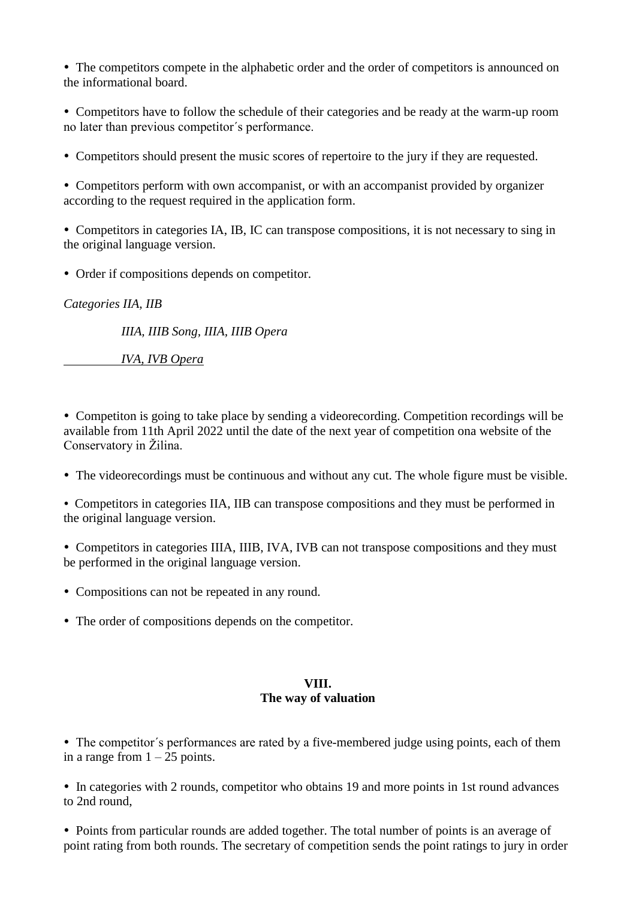- The competitors compete in the alphabetic order and the order of competitors is announced on the informational board.

- Competitors have to follow the schedule of their categories and be ready at the warm-up room no later than previous competitor´s performance.

- Competitors should present the music scores of repertoire to the jury if they are requested.

- Competitors perform with own accompanist, or with an accompanist provided by organizer according to the request required in the application form.

- Competitors in categories IA, IB, IC can transpose compositions, it is not necessary to sing in the original language version.

- Order if compositions depends on competitor.

*Categories IIA, IIB*

*IIIA, IIIB Song, IIIA, IIIB Opera*

*IVA, IVB Opera*

- Competiton is going to take place by sending a videorecording. Competition recordings will be available from 11th April 2022 until the date of the next year of competition ona website of the Conservatory in Žilina.

- The videorecordings must be continuous and without any cut. The whole figure must be visible.

- Competitors in categories IIA, IIB can transpose compositions and they must be performed in the original language version.

- Competitors in categories IIIA, IIIB, IVA, IVB can not transpose compositions and they must be performed in the original language version.

- Compositions can not be repeated in any round.

- The order of compositions depends on the competitor.

## VIII.
## The way of valuation

- The competitor´s performances are rated by a five-membered judge using points, each of them in a range from 1 – 25 points.

- In categories with 2 rounds, competitor who obtains 19 and more points in 1st round advances to 2nd round,

- Points from particular rounds are added together. The total number of points is an average of point rating from both rounds. The secretary of competition sends the point ratings to jury in order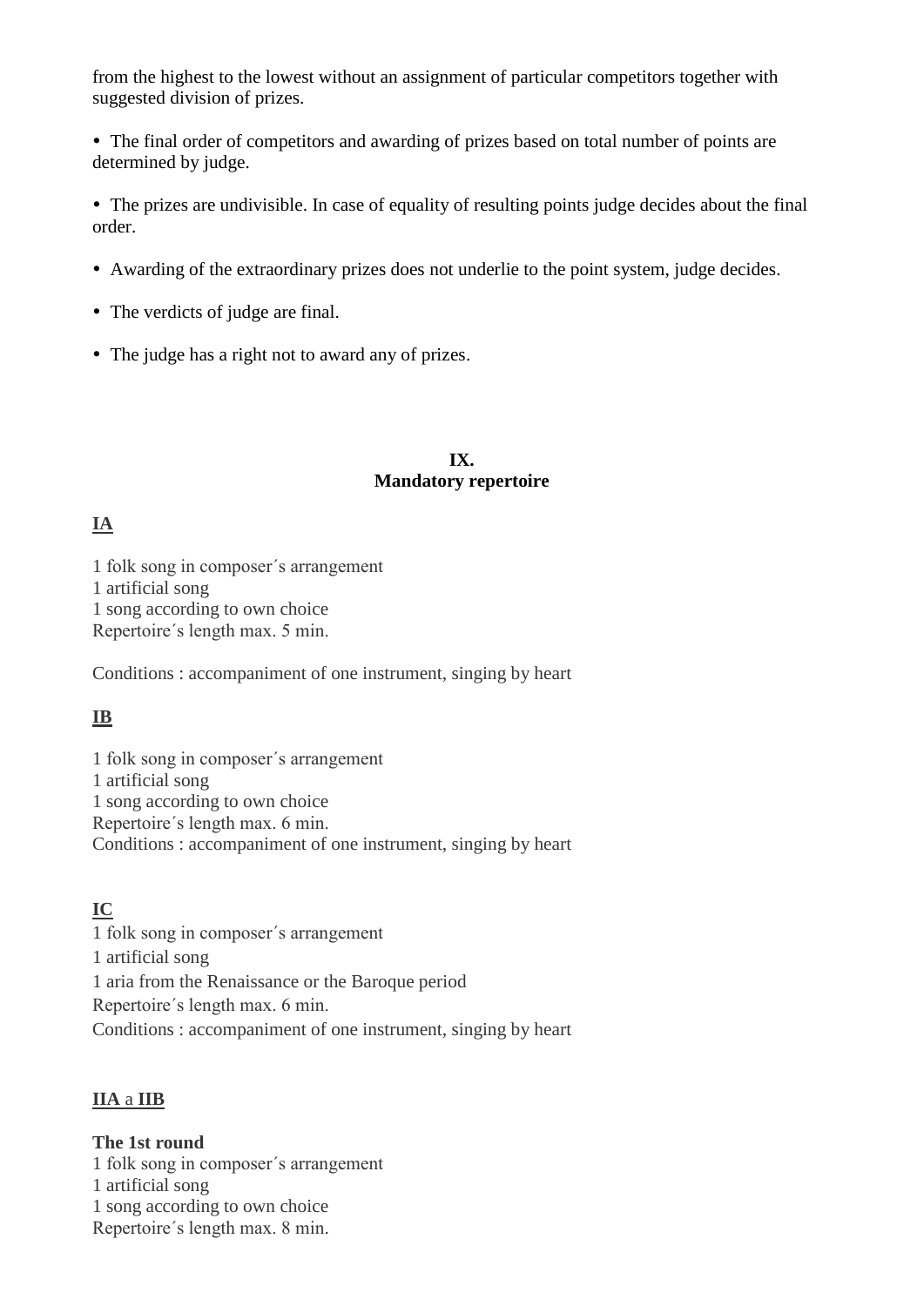from the highest to the lowest without an assignment of particular competitors together with suggested division of prizes.

- The final order of competitors and awarding of prizes based on total number of points are determined by judge.
- The prizes are undivisible. In case of equality of resulting points judge decides about the final order.
- Awarding of the extraordinary prizes does not underlie to the point system, judge decides.
- The verdicts of judge are final.
- The judge has a right not to award any of prizes.

## IX.
## Mandatory repertoire

**IA**

1 folk song in composer´s arrangement
1 artificial song
1 song according to own choice
Repertoire´s length max. 5 min.

Conditions : accompaniment of one instrument, singing by heart

**IB**

1 folk song in composer´s arrangement
1 artificial song
1 song according to own choice
Repertoire´s length max. 6 min.
Conditions : accompaniment of one instrument, singing by heart

**IC**

1 folk song in composer´s arrangement
1 artificial song
1 aria from the Renaissance or the Baroque period
Repertoire´s length max. 6 min.
Conditions : accompaniment of one instrument, singing by heart

**IIA** a **IIB**

**The 1st round**
1 folk song in composer´s arrangement
1 artificial song
1 song according to own choice
Repertoire´s length max. 8 min.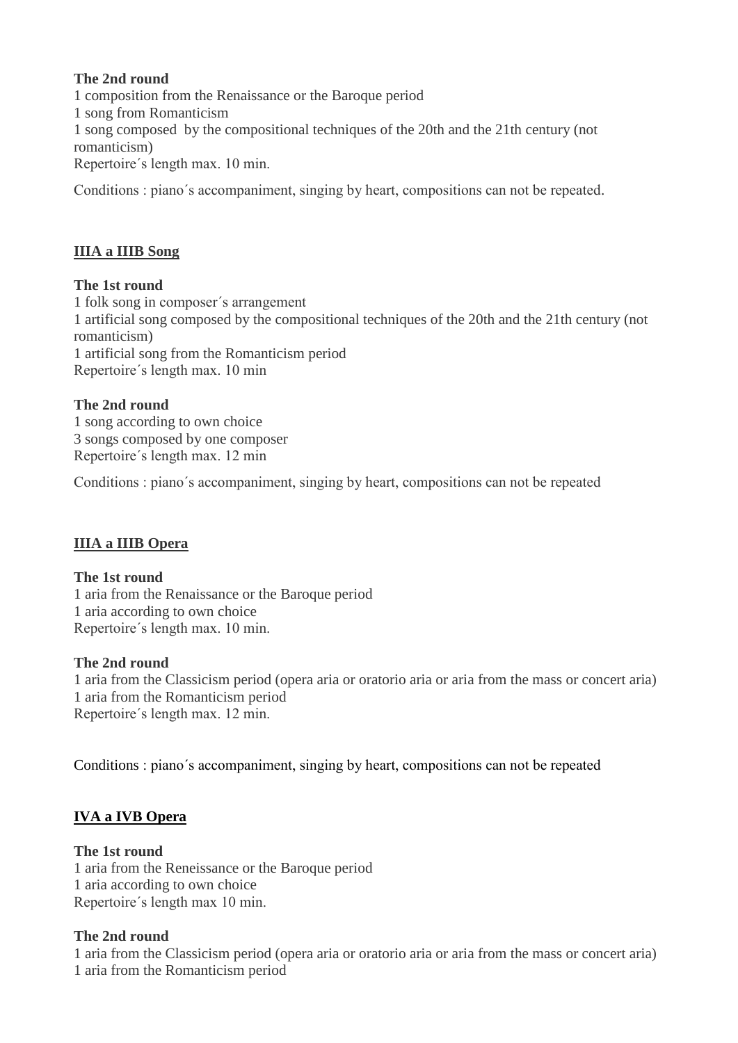**The 2nd round**

1 composition from the Renaissance or the Baroque period
1 song from Romanticism
1 song composed by the compositional techniques of the 20th and the 21th century (not romanticism)
Repertoire´s length max. 10 min.

Conditions : piano´s accompaniment, singing by heart, compositions can not be repeated.

## IIIA a IIIB Song

**The 1st round**

1 folk song in composer´s arrangement
1 artificial song composed by the compositional techniques of the 20th and the 21th century (not romanticism)
1 artificial song from the Romanticism period
Repertoire´s length max. 10 min

**The 2nd round**

1 song according to own choice
3 songs composed by one composer
Repertoire´s length max. 12 min

Conditions : piano´s accompaniment, singing by heart, compositions can not be repeated

## IIIA a IIIB Opera

**The 1st round**

1 aria from the Renaissance or the Baroque period
1 aria according to own choice
Repertoire´s length max. 10 min.

**The 2nd round**

1 aria from the Classicism period (opera aria or oratorio aria or aria from the mass or concert aria)
1 aria from the Romanticism period
Repertoire´s length max. 12 min.

Conditions : piano´s accompaniment, singing by heart, compositions can not be repeated

## IVA a IVB Opera

**The 1st round**

1 aria from the Reneissance or the Baroque period
1 aria according to own choice
Repertoire´s length max 10 min.

**The 2nd round**

1 aria from the Classicism period (opera aria or oratorio aria or aria from the mass or concert aria)
1 aria from the Romanticism period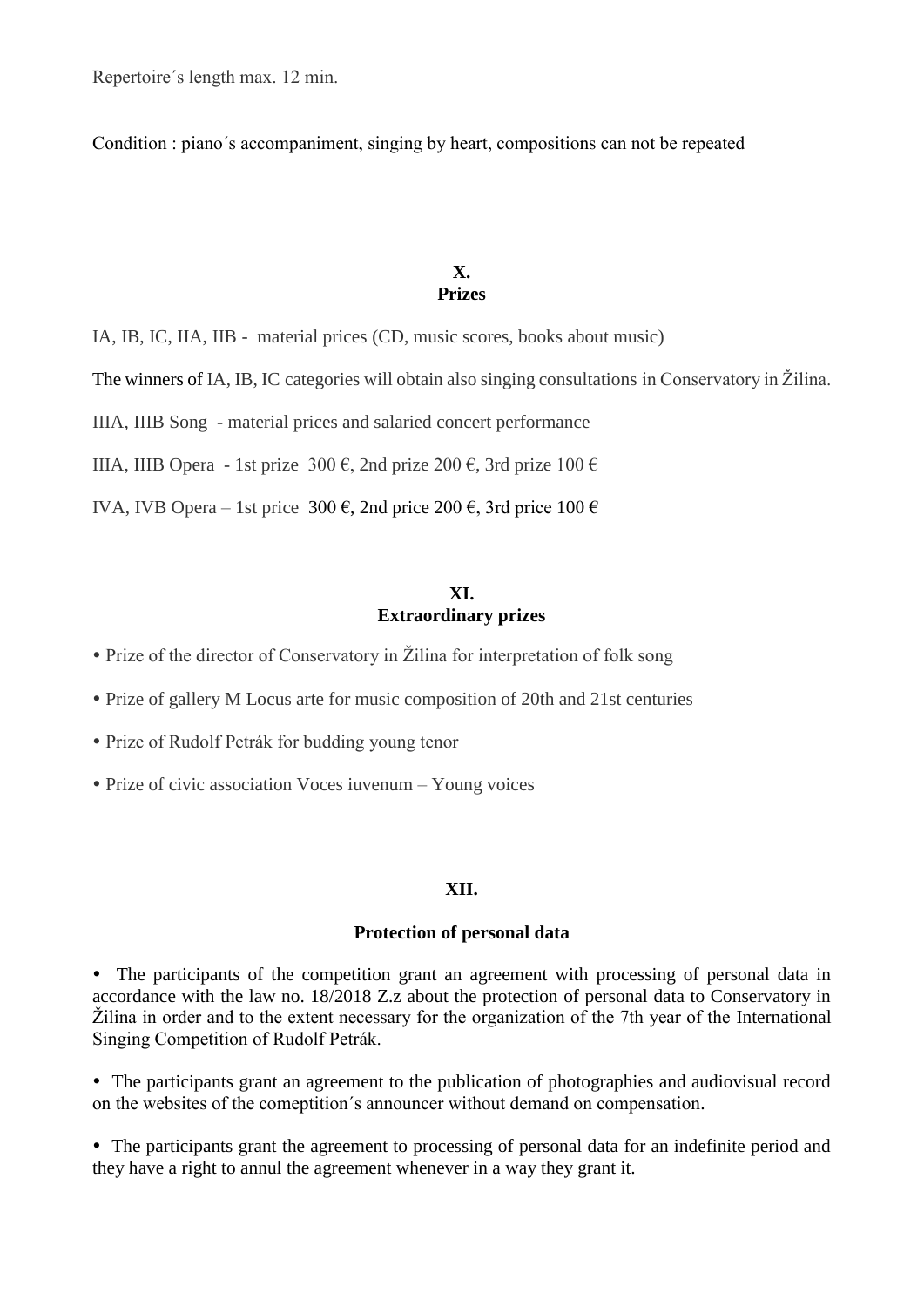Repertoire´s length max. 12 min.

Condition : piano´s accompaniment, singing by heart, compositions can not be repeated

## X.
## Prizes

IA, IB, IC, IIA, IIB - material prices (CD, music scores, books about music)

The winners of IA, IB, IC categories will obtain also singing consultations in Conservatory in Žilina.

IIIA, IIIB Song - material prices and salaried concert performance

IIIA, IIIB Opera - 1st prize 300 €, 2nd prize 200 €, 3rd prize 100 €

IVA, IVB Opera – 1st price 300 €, 2nd price 200 €, 3rd price 100 €

## XI.
## Extraordinary prizes

- Prize of the director of Conservatory in Žilina for interpretation of folk song
- Prize of gallery M Locus arte for music composition of 20th and 21st centuries
- Prize of Rudolf Petrák for budding young tenor
- Prize of civic association Voces iuvenum – Young voices

## XII.

## Protection of personal data

- The participants of the competition grant an agreement with processing of personal data in accordance with the law no. 18/2018 Z.z about the protection of personal data to Conservatory in Žilina in order and to the extent necessary for the organization of the 7th year of the International Singing Competition of Rudolf Petrák.

- The participants grant an agreement to the publication of photographies and audiovisual record on the websites of the comeptition´s announcer without demand on compensation.

- The participants grant the agreement to processing of personal data for an indefinite period and they have a right to annul the agreement whenever in a way they grant it.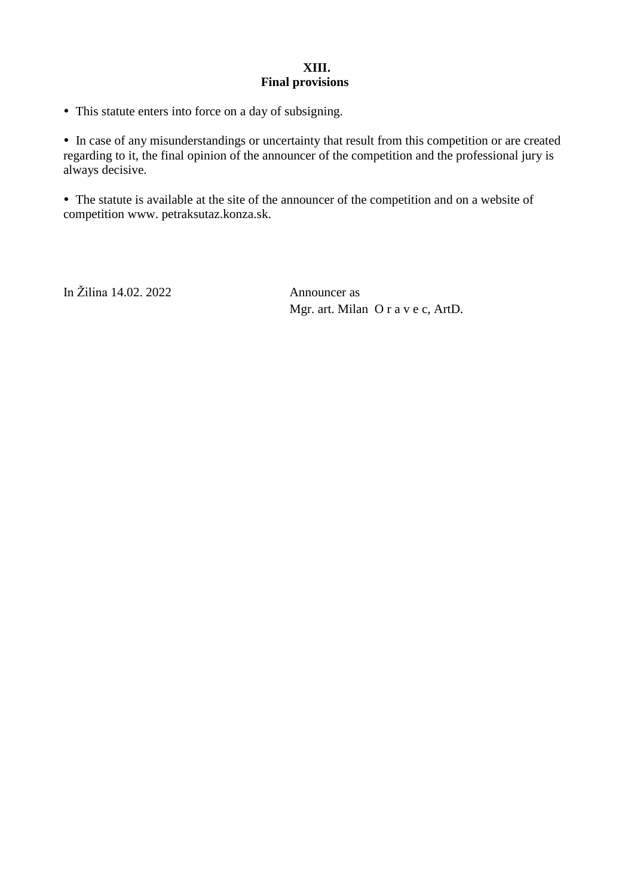## XIII.
## Final provisions

- This statute enters into force on a day of subsigning.

- In case of any misunderstandings or uncertainty that result from this competition or are created regarding to it, the final opinion of the announcer of the competition and the professional jury is always decisive.

- The statute is available at the site of the announcer of the competition and on a website of competition www. petraksutaz.konza.sk.

In Žilina 14.02. 2022

Announcer as
Mgr. art. Milan O r a v e c, ArtD.